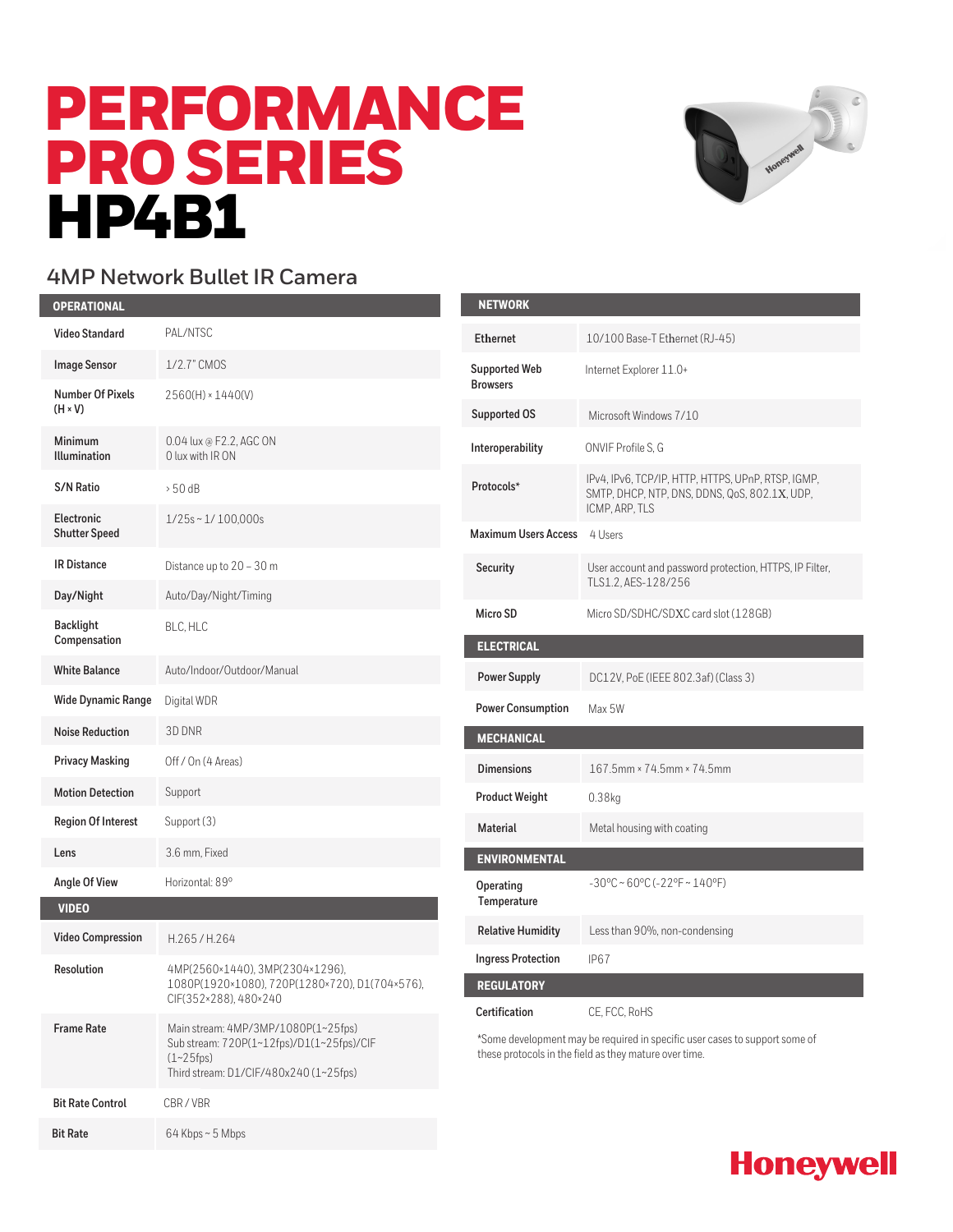# PERFORMANCE PRO SERIES HP4B1

## 4MP Network Bullet IR Camera

| OPERATIONAL | |
|---|---|
| Video Standard | PAL/NTSC |
| Image Sensor | 1/2.7" CMOS |
| Number Of Pixels (H × V) | 2560(H) × 1440(V) |
| Minimum Illumination | 0.04 lux @ F2.2, AGC ON<br>0 lux with IR ON |
| S/N Ratio | > 50 dB |
| Electronic Shutter Speed | 1/25s ~ 1/ 100,000s |
| IR Distance | Distance up to 20 – 30 m |
| Day/Night | Auto/Day/Night/Timing |
| Backlight Compensation | BLC, HLC |
| White Balance | Auto/Indoor/Outdoor/Manual |
| Wide Dynamic Range | Digital WDR |
| Noise Reduction | 3D DNR |
| Privacy Masking | Off / On (4 Areas) |
| Motion Detection | Support |
| Region Of Interest | Support (3) |
| Lens | 3.6 mm, Fixed |
| Angle Of View | Horizontal: 89° |

| VIDEO | |
|---|---|
| Video Compression | H.265 / H.264 |
| Resolution | 4MP(2560×1440), 3MP(2304×1296), 1080P(1920×1080), 720P(1280×720), D1(704×576), CIF(352×288), 480×240 |
| Frame Rate | Main stream: 4MP/3MP/1080P(1~25fps)<br>Sub stream: 720P(1~12fps)/D1(1~25fps)/CIF (1~25fps)<br>Third stream: D1/CIF/480x240 (1~25fps) |
| Bit Rate Control | CBR / VBR |
| Bit Rate | 64 Kbps ~ 5 Mbps |

| NETWORK | |
|---|---|
| Ethernet | 10/100 Base-T Ethernet (RJ-45) |
| Supported Web Browsers | Internet Explorer 11.0+ |
| Supported OS | Microsoft Windows 7/10 |
| Interoperability | ONVIF Profile S, G |
| Protocols* | IPv4, IPv6, TCP/IP, HTTP, HTTPS, UPnP, RTSP, IGMP, SMTP, DHCP, NTP, DNS, DDNS, QoS, 802.1X, UDP, ICMP, ARP, TLS |
| Maximum Users Access | 4 Users |
| Security | User account and password protection, HTTPS, IP Filter, TLS1.2, AES-128/256 |
| Micro SD | Micro SD/SDHC/SDXC card slot (128GB) |

| ELECTRICAL | |
|---|---|
| Power Supply | DC12V, PoE (IEEE 802.3af) (Class 3) |
| Power Consumption | Max 5W |

| MECHANICAL | |
|---|---|
| Dimensions | 167.5mm × 74.5mm × 74.5mm |
| Product Weight | 0.38kg |
| Material | Metal housing with coating |

| ENVIRONMENTAL | |
|---|---|
| Operating Temperature | -30°C ~ 60°C (-22°F ~ 140°F) |
| Relative Humidity | Less than 90%, non-condensing |
| Ingress Protection | IP67 |

| REGULATORY | |
|---|---|
| Certification | CE, FCC, RoHS |

*Some development may be required in specific user cases to support some of these protocols in the field as they mature over time.

Honeywell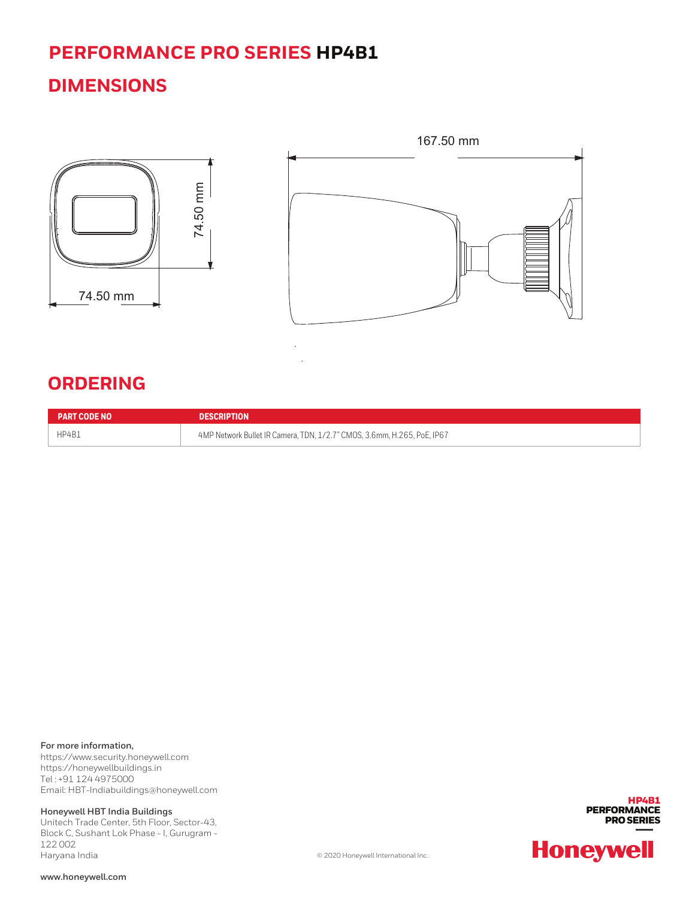# PERFORMANCE PRO SERIES HP4B1

## DIMENSIONS

74.50 mm

74.50 mm

167.50 mm

## ORDERING

| PART CODE NO | DESCRIPTION |
|---|---|
| HP4B1 | 4MP Network Bullet IR Camera, TDN, 1/2.7" CMOS, 3.6mm, H.265, PoE, IP67 |

**For more information,**
https://www.security.honeywell.com
https://honeywellbuildings.in
Tel : +91 124 4975000
Email: HBT-Indiabuildings@honeywell.com

**Honeywell HBT India Buildings**
Unitech Trade Center, 5th Floor, Sector-43,
Block C, Sushant Lok Phase - I, Gurugram -
122 002
Haryana India

**www.honeywell.com**

© 2020 Honeywell International Inc.

**HP4B1 PERFORMANCE PRO SERIES**

**Honeywell**